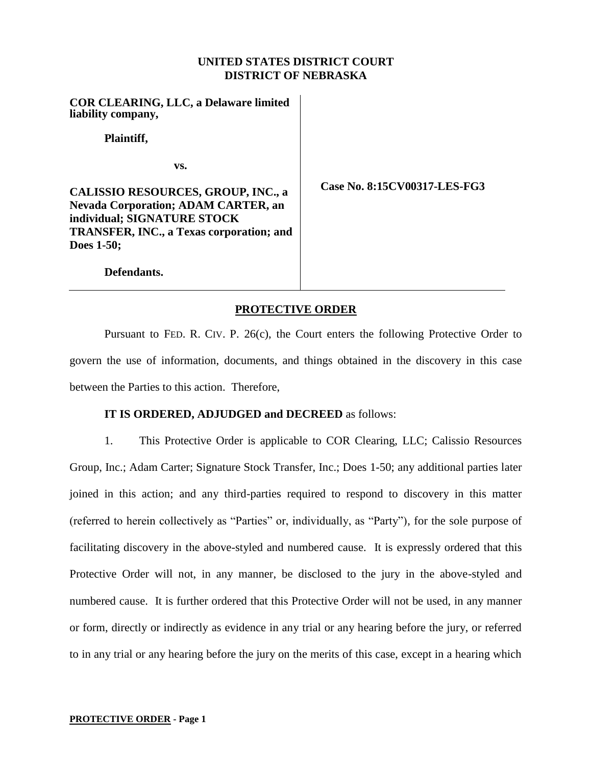**UNITED STATES DISTRICT COURT**
**DISTRICT OF NEBRASKA**

| | |
|---|---|
| **COR CLEARING, LLC, a Delaware limited liability company,**<br><br>**Plaintiff,**<br><br>**vs.**<br><br>**CALISSIO RESOURCES, GROUP, INC., a Nevada Corporation; ADAM CARTER, an individual; SIGNATURE STOCK TRANSFER, INC., a Texas corporation; and Does 1-50;**<br><br>**Defendants.** | **Case No. 8:15CV00317-LES-FG3** |

**PROTECTIVE ORDER**

Pursuant to FED. R. CIV. P. 26(c), the Court enters the following Protective Order to govern the use of information, documents, and things obtained in the discovery in this case between the Parties to this action. Therefore,

**IT IS ORDERED, ADJUDGED and DECREED** as follows:

1. This Protective Order is applicable to COR Clearing, LLC; Calissio Resources Group, Inc.; Adam Carter; Signature Stock Transfer, Inc.; Does 1-50; any additional parties later joined in this action; and any third-parties required to respond to discovery in this matter (referred to herein collectively as "Parties" or, individually, as "Party"), for the sole purpose of facilitating discovery in the above-styled and numbered cause. It is expressly ordered that this Protective Order will not, in any manner, be disclosed to the jury in the above-styled and numbered cause. It is further ordered that this Protective Order will not be used, in any manner or form, directly or indirectly as evidence in any trial or any hearing before the jury, or referred to in any trial or any hearing before the jury on the merits of this case, except in a hearing which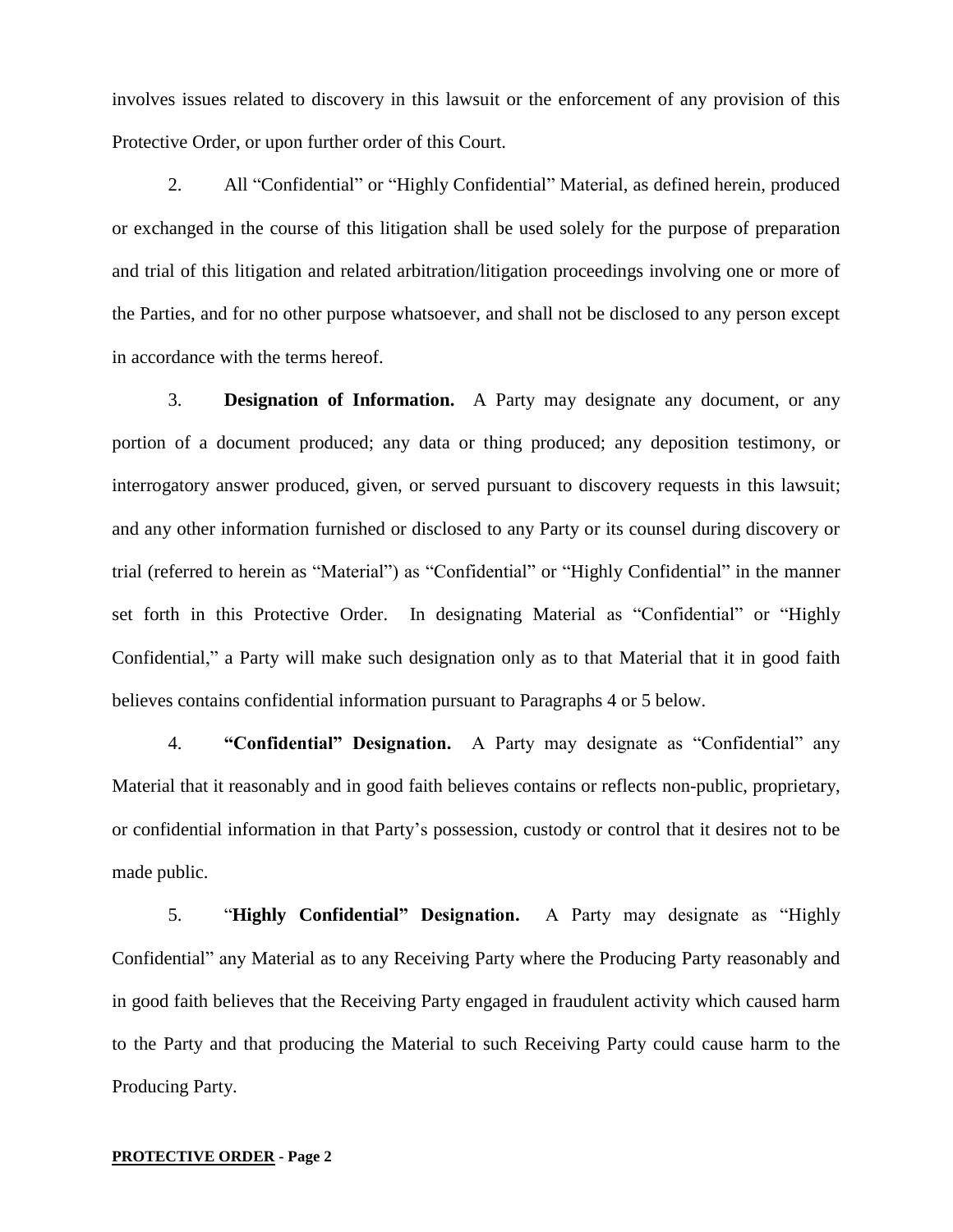involves issues related to discovery in this lawsuit or the enforcement of any provision of this Protective Order, or upon further order of this Court.

2. All "Confidential" or "Highly Confidential" Material, as defined herein, produced or exchanged in the course of this litigation shall be used solely for the purpose of preparation and trial of this litigation and related arbitration/litigation proceedings involving one or more of the Parties, and for no other purpose whatsoever, and shall not be disclosed to any person except in accordance with the terms hereof.

3. **Designation of Information.** A Party may designate any document, or any portion of a document produced; any data or thing produced; any deposition testimony, or interrogatory answer produced, given, or served pursuant to discovery requests in this lawsuit; and any other information furnished or disclosed to any Party or its counsel during discovery or trial (referred to herein as "Material") as "Confidential" or "Highly Confidential" in the manner set forth in this Protective Order. In designating Material as "Confidential" or "Highly Confidential," a Party will make such designation only as to that Material that it in good faith believes contains confidential information pursuant to Paragraphs 4 or 5 below.

4. **"Confidential" Designation.** A Party may designate as "Confidential" any Material that it reasonably and in good faith believes contains or reflects non-public, proprietary, or confidential information in that Party's possession, custody or control that it desires not to be made public.

5. "**Highly Confidential" Designation.** A Party may designate as "Highly Confidential" any Material as to any Receiving Party where the Producing Party reasonably and in good faith believes that the Receiving Party engaged in fraudulent activity which caused harm to the Party and that producing the Material to such Receiving Party could cause harm to the Producing Party.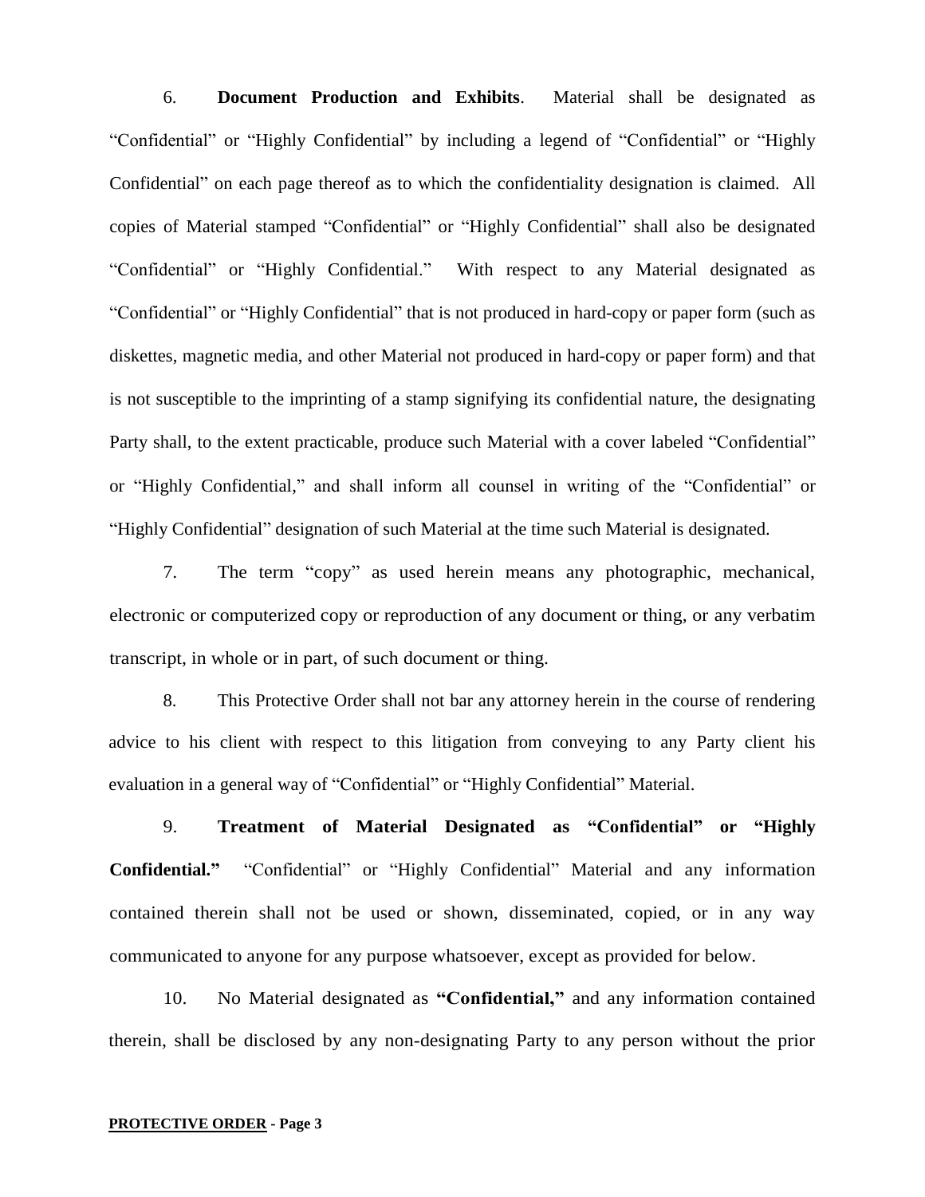6. **Document Production and Exhibits**. Material shall be designated as "Confidential" or "Highly Confidential" by including a legend of "Confidential" or "Highly Confidential" on each page thereof as to which the confidentiality designation is claimed. All copies of Material stamped "Confidential" or "Highly Confidential" shall also be designated "Confidential" or "Highly Confidential." With respect to any Material designated as "Confidential" or "Highly Confidential" that is not produced in hard-copy or paper form (such as diskettes, magnetic media, and other Material not produced in hard-copy or paper form) and that is not susceptible to the imprinting of a stamp signifying its confidential nature, the designating Party shall, to the extent practicable, produce such Material with a cover labeled "Confidential" or "Highly Confidential," and shall inform all counsel in writing of the "Confidential" or "Highly Confidential" designation of such Material at the time such Material is designated.

7. The term "copy" as used herein means any photographic, mechanical, electronic or computerized copy or reproduction of any document or thing, or any verbatim transcript, in whole or in part, of such document or thing.

8. This Protective Order shall not bar any attorney herein in the course of rendering advice to his client with respect to this litigation from conveying to any Party client his evaluation in a general way of "Confidential" or "Highly Confidential" Material.

9. **Treatment of Material Designated as "Confidential" or "Highly Confidential."** "Confidential" or "Highly Confidential" Material and any information contained therein shall not be used or shown, disseminated, copied, or in any way communicated to anyone for any purpose whatsoever, except as provided for below.

10. No Material designated as **"Confidential,"** and any information contained therein, shall be disclosed by any non-designating Party to any person without the prior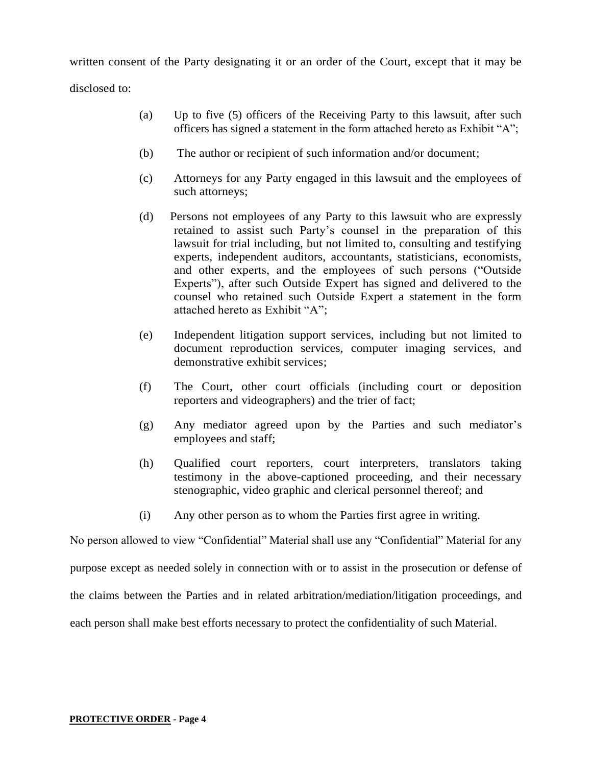written consent of the Party designating it or an order of the Court, except that it may be disclosed to:

(a) Up to five (5) officers of the Receiving Party to this lawsuit, after such officers has signed a statement in the form attached hereto as Exhibit "A";

(b) The author or recipient of such information and/or document;

(c) Attorneys for any Party engaged in this lawsuit and the employees of such attorneys;

(d) Persons not employees of any Party to this lawsuit who are expressly retained to assist such Party's counsel in the preparation of this lawsuit for trial including, but not limited to, consulting and testifying experts, independent auditors, accountants, statisticians, economists, and other experts, and the employees of such persons ("Outside Experts"), after such Outside Expert has signed and delivered to the counsel who retained such Outside Expert a statement in the form attached hereto as Exhibit "A";

(e) Independent litigation support services, including but not limited to document reproduction services, computer imaging services, and demonstrative exhibit services;

(f) The Court, other court officials (including court or deposition reporters and videographers) and the trier of fact;

(g) Any mediator agreed upon by the Parties and such mediator's employees and staff;

(h) Qualified court reporters, court interpreters, translators taking testimony in the above-captioned proceeding, and their necessary stenographic, video graphic and clerical personnel thereof; and

(i) Any other person as to whom the Parties first agree in writing.

No person allowed to view "Confidential" Material shall use any "Confidential" Material for any purpose except as needed solely in connection with or to assist in the prosecution or defense of the claims between the Parties and in related arbitration/mediation/litigation proceedings, and each person shall make best efforts necessary to protect the confidentiality of such Material.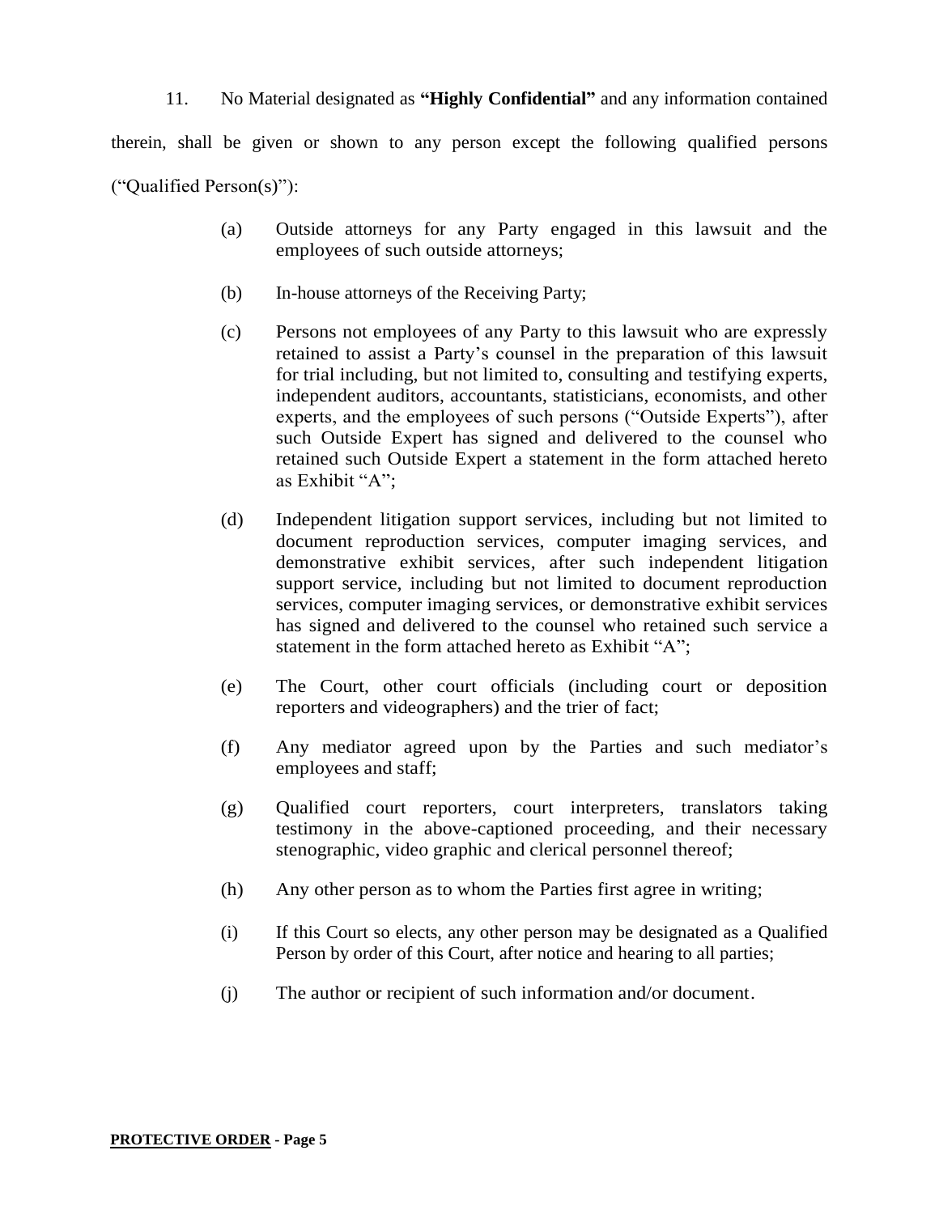11. No Material designated as **"Highly Confidential"** and any information contained therein, shall be given or shown to any person except the following qualified persons ("Qualified Person(s)"):

(a) Outside attorneys for any Party engaged in this lawsuit and the employees of such outside attorneys;

(b) In-house attorneys of the Receiving Party;

(c) Persons not employees of any Party to this lawsuit who are expressly retained to assist a Party's counsel in the preparation of this lawsuit for trial including, but not limited to, consulting and testifying experts, independent auditors, accountants, statisticians, economists, and other experts, and the employees of such persons ("Outside Experts"), after such Outside Expert has signed and delivered to the counsel who retained such Outside Expert a statement in the form attached hereto as Exhibit "A";

(d) Independent litigation support services, including but not limited to document reproduction services, computer imaging services, and demonstrative exhibit services, after such independent litigation support service, including but not limited to document reproduction services, computer imaging services, or demonstrative exhibit services has signed and delivered to the counsel who retained such service a statement in the form attached hereto as Exhibit "A";

(e) The Court, other court officials (including court or deposition reporters and videographers) and the trier of fact;

(f) Any mediator agreed upon by the Parties and such mediator's employees and staff;

(g) Qualified court reporters, court interpreters, translators taking testimony in the above-captioned proceeding, and their necessary stenographic, video graphic and clerical personnel thereof;

(h) Any other person as to whom the Parties first agree in writing;

(i) If this Court so elects, any other person may be designated as a Qualified Person by order of this Court, after notice and hearing to all parties;

(j) The author or recipient of such information and/or document.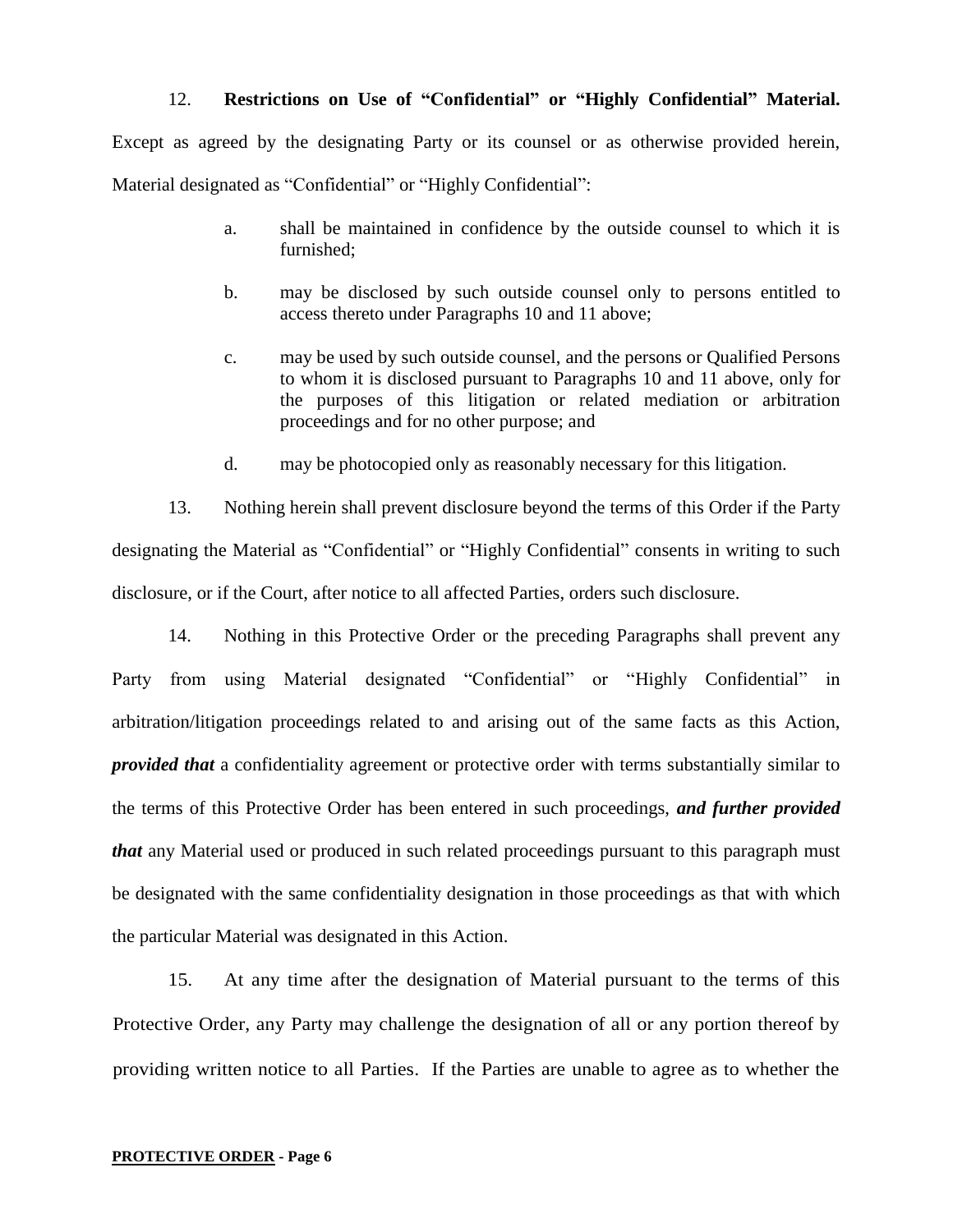12. **Restrictions on Use of "Confidential" or "Highly Confidential" Material.** Except as agreed by the designating Party or its counsel or as otherwise provided herein, Material designated as "Confidential" or "Highly Confidential":

a. shall be maintained in confidence by the outside counsel to which it is furnished;

b. may be disclosed by such outside counsel only to persons entitled to access thereto under Paragraphs 10 and 11 above;

c. may be used by such outside counsel, and the persons or Qualified Persons to whom it is disclosed pursuant to Paragraphs 10 and 11 above, only for the purposes of this litigation or related mediation or arbitration proceedings and for no other purpose; and

d. may be photocopied only as reasonably necessary for this litigation.

13. Nothing herein shall prevent disclosure beyond the terms of this Order if the Party designating the Material as "Confidential" or "Highly Confidential" consents in writing to such disclosure, or if the Court, after notice to all affected Parties, orders such disclosure.

14. Nothing in this Protective Order or the preceding Paragraphs shall prevent any Party from using Material designated "Confidential" or "Highly Confidential" in arbitration/litigation proceedings related to and arising out of the same facts as this Action, ***provided that*** a confidentiality agreement or protective order with terms substantially similar to the terms of this Protective Order has been entered in such proceedings, ***and further provided that*** any Material used or produced in such related proceedings pursuant to this paragraph must be designated with the same confidentiality designation in those proceedings as that with which the particular Material was designated in this Action.

15. At any time after the designation of Material pursuant to the terms of this Protective Order, any Party may challenge the designation of all or any portion thereof by providing written notice to all Parties. If the Parties are unable to agree as to whether the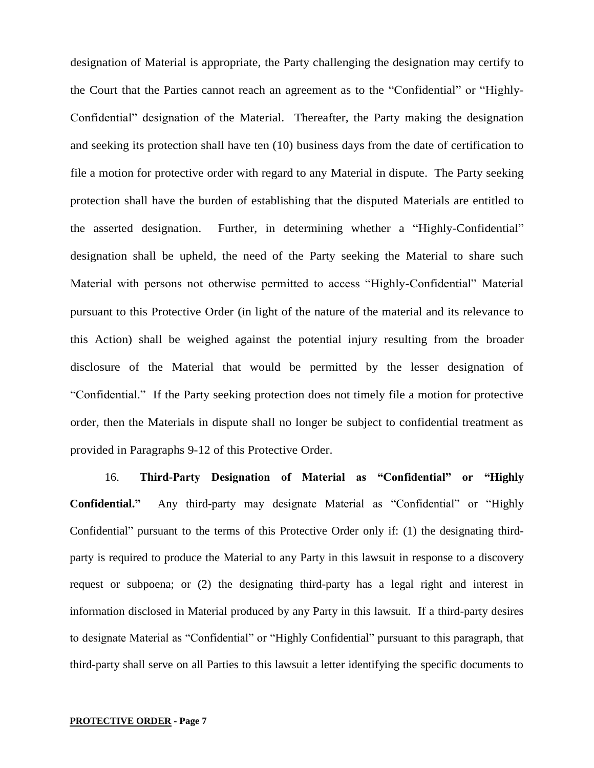designation of Material is appropriate, the Party challenging the designation may certify to the Court that the Parties cannot reach an agreement as to the "Confidential" or "Highly-Confidential" designation of the Material. Thereafter, the Party making the designation and seeking its protection shall have ten (10) business days from the date of certification to file a motion for protective order with regard to any Material in dispute. The Party seeking protection shall have the burden of establishing that the disputed Materials are entitled to the asserted designation. Further, in determining whether a "Highly-Confidential" designation shall be upheld, the need of the Party seeking the Material to share such Material with persons not otherwise permitted to access "Highly-Confidential" Material pursuant to this Protective Order (in light of the nature of the material and its relevance to this Action) shall be weighed against the potential injury resulting from the broader disclosure of the Material that would be permitted by the lesser designation of "Confidential." If the Party seeking protection does not timely file a motion for protective order, then the Materials in dispute shall no longer be subject to confidential treatment as provided in Paragraphs 9-12 of this Protective Order.

16. **Third-Party Designation of Material as "Confidential" or "Highly Confidential."** Any third-party may designate Material as "Confidential" or "Highly Confidential" pursuant to the terms of this Protective Order only if: (1) the designating third-party is required to produce the Material to any Party in this lawsuit in response to a discovery request or subpoena; or (2) the designating third-party has a legal right and interest in information disclosed in Material produced by any Party in this lawsuit. If a third-party desires to designate Material as "Confidential" or "Highly Confidential" pursuant to this paragraph, that third-party shall serve on all Parties to this lawsuit a letter identifying the specific documents to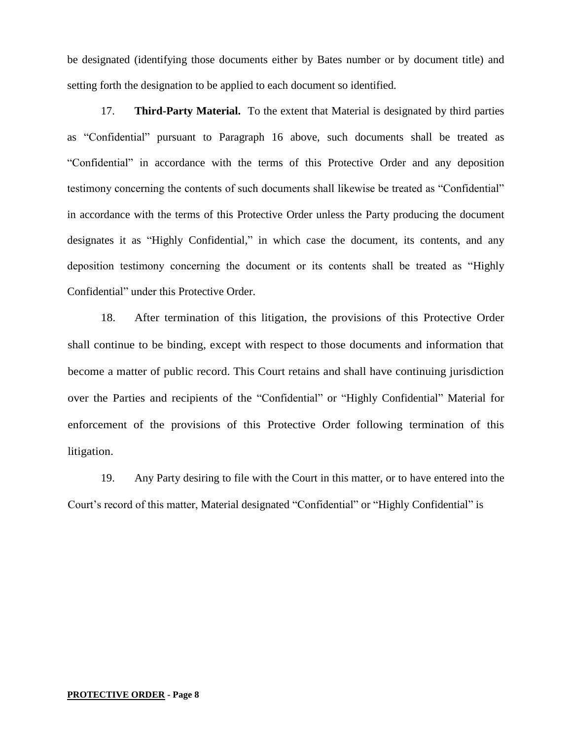be designated (identifying those documents either by Bates number or by document title) and setting forth the designation to be applied to each document so identified.

17. **Third-Party Material.** To the extent that Material is designated by third parties as "Confidential" pursuant to Paragraph 16 above, such documents shall be treated as "Confidential" in accordance with the terms of this Protective Order and any deposition testimony concerning the contents of such documents shall likewise be treated as "Confidential" in accordance with the terms of this Protective Order unless the Party producing the document designates it as "Highly Confidential," in which case the document, its contents, and any deposition testimony concerning the document or its contents shall be treated as "Highly Confidential" under this Protective Order.

18. After termination of this litigation, the provisions of this Protective Order shall continue to be binding, except with respect to those documents and information that become a matter of public record. This Court retains and shall have continuing jurisdiction over the Parties and recipients of the "Confidential" or "Highly Confidential" Material for enforcement of the provisions of this Protective Order following termination of this litigation.

19. Any Party desiring to file with the Court in this matter, or to have entered into the Court's record of this matter, Material designated "Confidential" or "Highly Confidential" is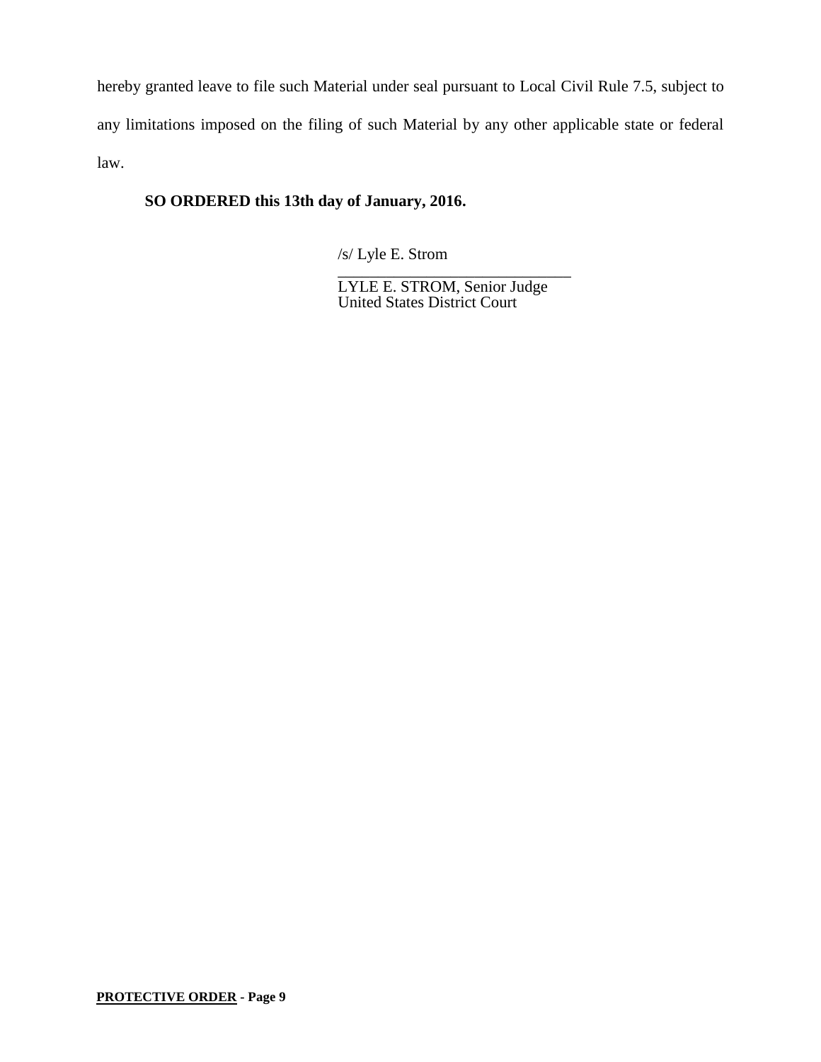hereby granted leave to file such Material under seal pursuant to Local Civil Rule 7.5, subject to any limitations imposed on the filing of such Material by any other applicable state or federal law.

**SO ORDERED this 13th day of January, 2016.**

/s/ Lyle E. Strom

______________________________

LYLE E. STROM, Senior Judge
United States District Court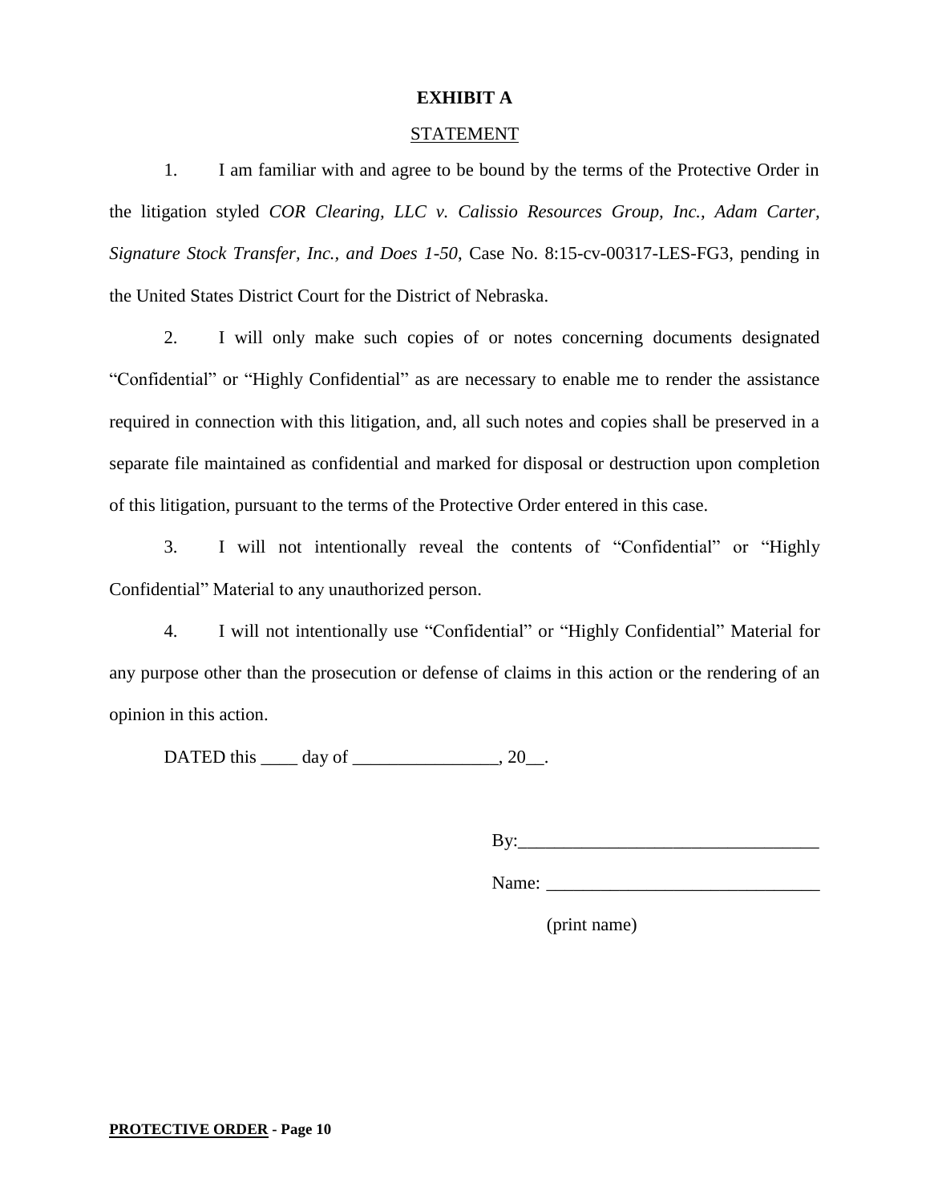**EXHIBIT A**

STATEMENT

1. I am familiar with and agree to be bound by the terms of the Protective Order in the litigation styled *COR Clearing, LLC v. Calissio Resources Group, Inc., Adam Carter, Signature Stock Transfer, Inc., and Does 1-50*, Case No. 8:15-cv-00317-LES-FG3, pending in the United States District Court for the District of Nebraska.

2. I will only make such copies of or notes concerning documents designated "Confidential" or "Highly Confidential" as are necessary to enable me to render the assistance required in connection with this litigation, and, all such notes and copies shall be preserved in a separate file maintained as confidential and marked for disposal or destruction upon completion of this litigation, pursuant to the terms of the Protective Order entered in this case.

3. I will not intentionally reveal the contents of "Confidential" or "Highly Confidential" Material to any unauthorized person.

4. I will not intentionally use "Confidential" or "Highly Confidential" Material for any purpose other than the prosecution or defense of claims in this action or the rendering of an opinion in this action.

DATED this ____ day of ________________, 20__.

By:_________________________________

Name: ______________________________

(print name)